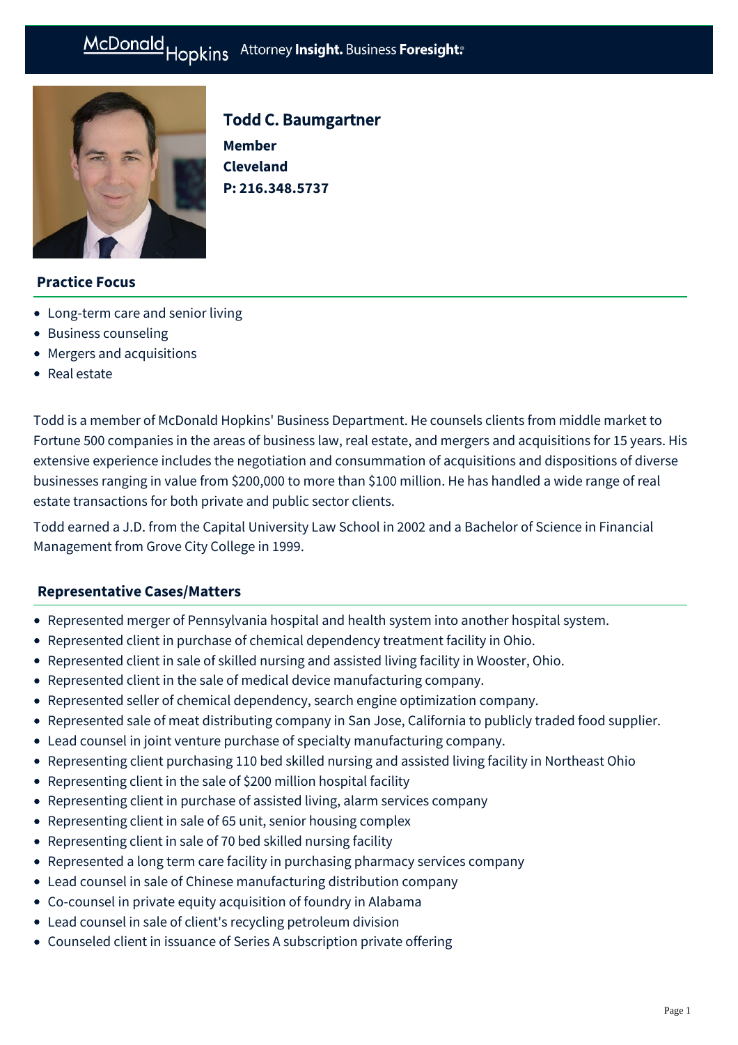# Todd C. Baumgartner

**Member**
**Cleveland**
**P: 216.348.5737**

## Practice Focus

- Long-term care and senior living
- Business counseling
- Mergers and acquisitions
- Real estate

Todd is a member of McDonald Hopkins' Business Department. He counsels clients from middle market to Fortune 500 companies in the areas of business law, real estate, and mergers and acquisitions for 15 years. His extensive experience includes the negotiation and consummation of acquisitions and dispositions of diverse businesses ranging in value from $200,000 to more than $100 million. He has handled a wide range of real estate transactions for both private and public sector clients.

Todd earned a J.D. from the Capital University Law School in 2002 and a Bachelor of Science in Financial Management from Grove City College in 1999.

## Representative Cases/Matters

- Represented merger of Pennsylvania hospital and health system into another hospital system.
- Represented client in purchase of chemical dependency treatment facility in Ohio.
- Represented client in sale of skilled nursing and assisted living facility in Wooster, Ohio.
- Represented client in the sale of medical device manufacturing company.
- Represented seller of chemical dependency, search engine optimization company.
- Represented sale of meat distributing company in San Jose, California to publicly traded food supplier.
- Lead counsel in joint venture purchase of specialty manufacturing company.
- Representing client purchasing 110 bed skilled nursing and assisted living facility in Northeast Ohio
- Representing client in the sale of $200 million hospital facility
- Representing client in purchase of assisted living, alarm services company
- Representing client in sale of 65 unit, senior housing complex
- Representing client in sale of 70 bed skilled nursing facility
- Represented a long term care facility in purchasing pharmacy services company
- Lead counsel in sale of Chinese manufacturing distribution company
- Co-counsel in private equity acquisition of foundry in Alabama
- Lead counsel in sale of client's recycling petroleum division
- Counseled client in issuance of Series A subscription private offering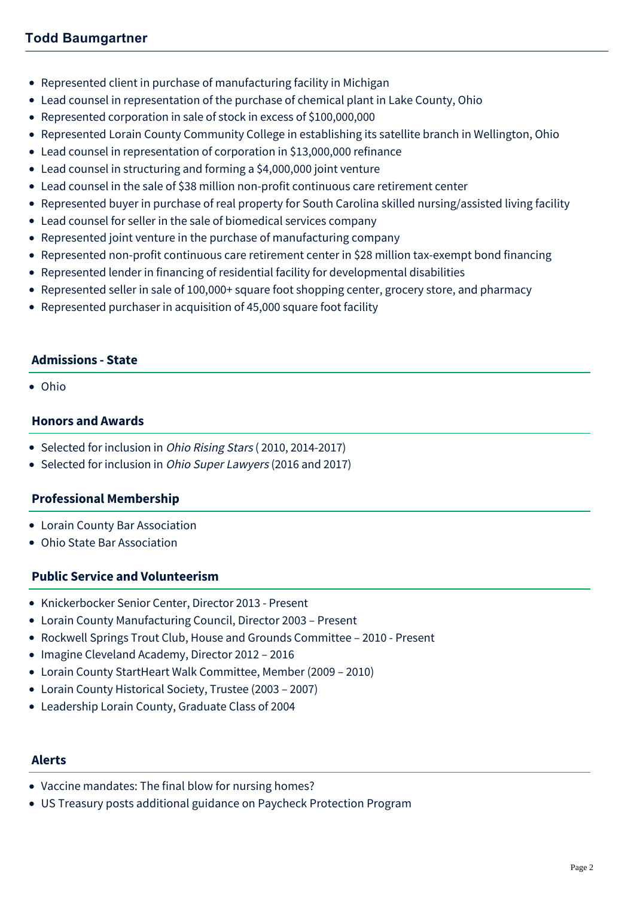- Represented client in purchase of manufacturing facility in Michigan
- Lead counsel in representation of the purchase of chemical plant in Lake County, Ohio
- Represented corporation in sale of stock in excess of $100,000,000
- Represented Lorain County Community College in establishing its satellite branch in Wellington, Ohio
- Lead counsel in representation of corporation in $13,000,000 refinance
- Lead counsel in structuring and forming a $4,000,000 joint venture
- Lead counsel in the sale of $38 million non-profit continuous care retirement center
- Represented buyer in purchase of real property for South Carolina skilled nursing/assisted living facility
- Lead counsel for seller in the sale of biomedical services company
- Represented joint venture in the purchase of manufacturing company
- Represented non-profit continuous care retirement center in $28 million tax-exempt bond financing
- Represented lender in financing of residential facility for developmental disabilities
- Represented seller in sale of 100,000+ square foot shopping center, grocery store, and pharmacy
- Represented purchaser in acquisition of 45,000 square foot facility

## Admissions - State

- Ohio

## Honors and Awards

- Selected for inclusion in *Ohio Rising Stars* ( 2010, 2014-2017)
- Selected for inclusion in *Ohio Super Lawyers* (2016 and 2017)

## Professional Membership

- Lorain County Bar Association
- Ohio State Bar Association

## Public Service and Volunteerism

- Knickerbocker Senior Center, Director 2013 - Present
- Lorain County Manufacturing Council, Director 2003 – Present
- Rockwell Springs Trout Club, House and Grounds Committee – 2010 - Present
- Imagine Cleveland Academy, Director 2012 – 2016
- Lorain County StartHeart Walk Committee, Member (2009 – 2010)
- Lorain County Historical Society, Trustee (2003 – 2007)
- Leadership Lorain County, Graduate Class of 2004

## Alerts

- Vaccine mandates: The final blow for nursing homes?
- US Treasury posts additional guidance on Paycheck Protection Program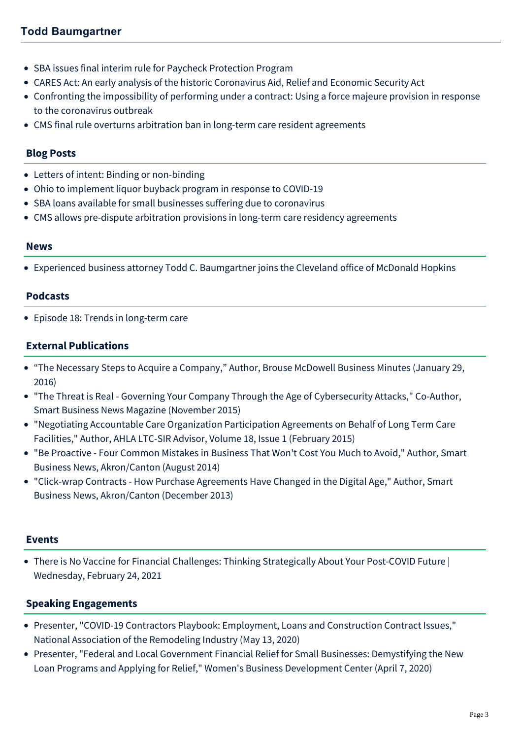- SBA issues final interim rule for Paycheck Protection Program
- CARES Act: An early analysis of the historic Coronavirus Aid, Relief and Economic Security Act
- Confronting the impossibility of performing under a contract: Using a force majeure provision in response to the coronavirus outbreak
- CMS final rule overturns arbitration ban in long-term care resident agreements

### Blog Posts

- Letters of intent: Binding or non-binding
- Ohio to implement liquor buyback program in response to COVID-19
- SBA loans available for small businesses suffering due to coronavirus
- CMS allows pre-dispute arbitration provisions in long-term care residency agreements

### News

- Experienced business attorney Todd C. Baumgartner joins the Cleveland office of McDonald Hopkins

### Podcasts

- Episode 18: Trends in long-term care

### External Publications

- "The Necessary Steps to Acquire a Company," Author, Brouse McDowell Business Minutes (January 29, 2016)
- "The Threat is Real - Governing Your Company Through the Age of Cybersecurity Attacks," Co-Author, Smart Business News Magazine (November 2015)
- "Negotiating Accountable Care Organization Participation Agreements on Behalf of Long Term Care Facilities," Author, AHLA LTC-SIR Advisor, Volume 18, Issue 1 (February 2015)
- "Be Proactive - Four Common Mistakes in Business That Won't Cost You Much to Avoid," Author, Smart Business News, Akron/Canton (August 2014)
- "Click-wrap Contracts - How Purchase Agreements Have Changed in the Digital Age," Author, Smart Business News, Akron/Canton (December 2013)

### Events

- There is No Vaccine for Financial Challenges: Thinking Strategically About Your Post-COVID Future | Wednesday, February 24, 2021

### Speaking Engagements

- Presenter, "COVID-19 Contractors Playbook: Employment, Loans and Construction Contract Issues," National Association of the Remodeling Industry (May 13, 2020)
- Presenter, "Federal and Local Government Financial Relief for Small Businesses: Demystifying the New Loan Programs and Applying for Relief," Women's Business Development Center (April 7, 2020)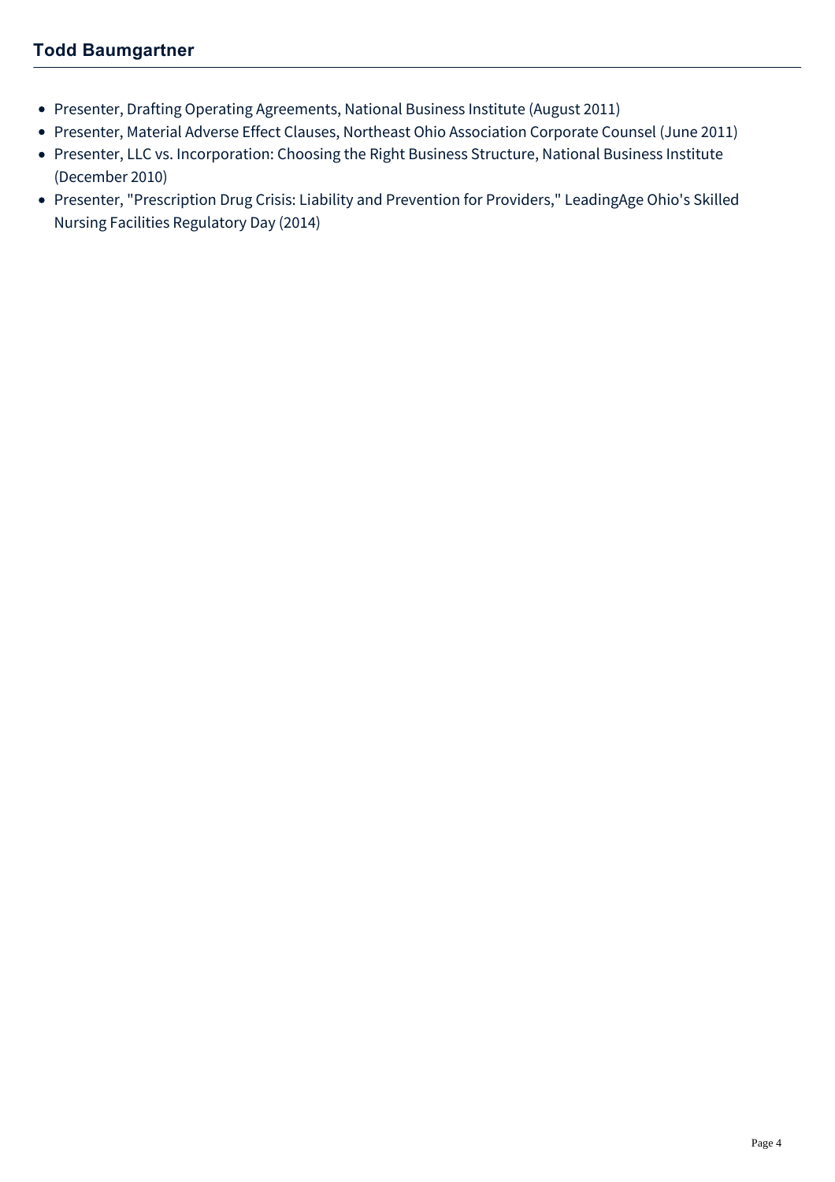- Presenter, Drafting Operating Agreements, National Business Institute (August 2011)
- Presenter, Material Adverse Effect Clauses, Northeast Ohio Association Corporate Counsel (June 2011)
- Presenter, LLC vs. Incorporation: Choosing the Right Business Structure, National Business Institute (December 2010)
- Presenter, "Prescription Drug Crisis: Liability and Prevention for Providers," LeadingAge Ohio's Skilled Nursing Facilities Regulatory Day (2014)